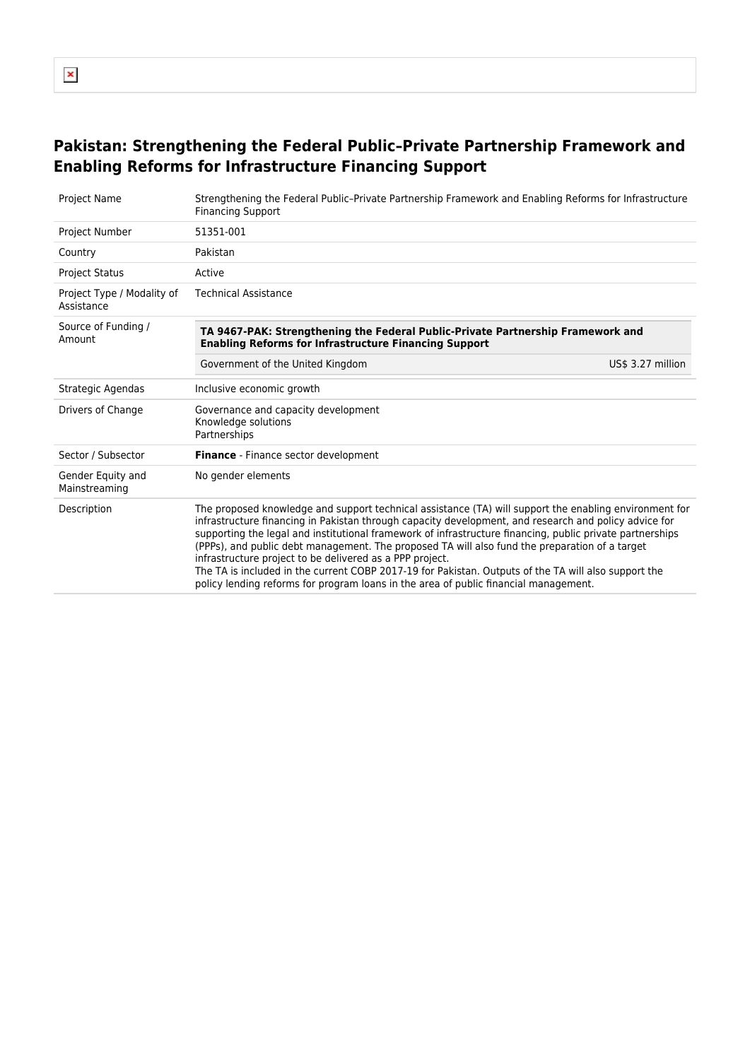# Pakistan: Strengthening the Federal Public–Private Partnership Framework and Enabling Reforms for Infrastructure Financing Support

| | |
|---|---|
| Project Name | Strengthening the Federal Public–Private Partnership Framework and Enabling Reforms for Infrastructure Financing Support |
| Project Number | 51351-001 |
| Country | Pakistan |
| Project Status | Active |
| Project Type / Modality of Assistance | Technical Assistance |
| Source of Funding / Amount | **TA 9467-PAK: Strengthening the Federal Public-Private Partnership Framework and Enabling Reforms for Infrastructure Financing Support**<br>Government of the United Kingdom — US$ 3.27 million |
| Strategic Agendas | Inclusive economic growth |
| Drivers of Change | Governance and capacity development<br>Knowledge solutions<br>Partnerships |
| Sector / Subsector | **Finance** - Finance sector development |
| Gender Equity and Mainstreaming | No gender elements |
| Description | The proposed knowledge and support technical assistance (TA) will support the enabling environment for infrastructure financing in Pakistan through capacity development, and research and policy advice for supporting the legal and institutional framework of infrastructure financing, public private partnerships (PPPs), and public debt management. The proposed TA will also fund the preparation of a target infrastructure project to be delivered as a PPP project.<br>The TA is included in the current COBP 2017-19 for Pakistan. Outputs of the TA will also support the policy lending reforms for program loans in the area of public financial management. |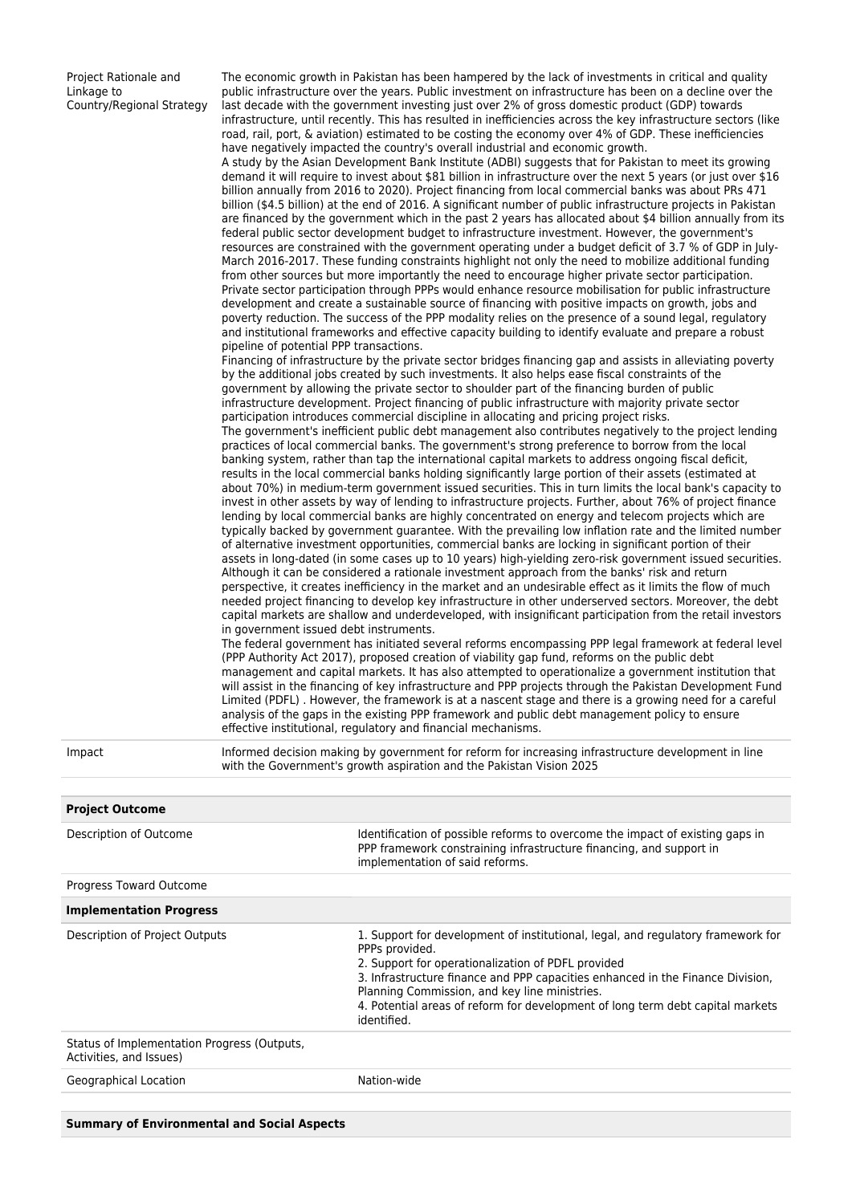| | |
|---|---|
| Project Rationale and Linkage to Country/Regional Strategy | The economic growth in Pakistan has been hampered by the lack of investments in critical and quality public infrastructure over the years. Public investment on infrastructure has been on a decline over the last decade with the government investing just over 2% of gross domestic product (GDP) towards infrastructure, until recently. This has resulted in inefficiencies across the key infrastructure sectors (like road, rail, port, & aviation) estimated to be costing the economy over 4% of GDP. These inefficiencies have negatively impacted the country's overall industrial and economic growth.<br>A study by the Asian Development Bank Institute (ADBI) suggests that for Pakistan to meet its growing demand it will require to invest about $81 billion in infrastructure over the next 5 years (or just over $16 billion annually from 2016 to 2020). Project financing from local commercial banks was about PRs 471 billion ($4.5 billion) at the end of 2016. A significant number of public infrastructure projects in Pakistan are financed by the government which in the past 2 years has allocated about $4 billion annually from its federal public sector development budget to infrastructure investment. However, the government's resources are constrained with the government operating under a budget deficit of 3.7 % of GDP in July-March 2016-2017. These funding constraints highlight not only the need to mobilize additional funding from other sources but more importantly the need to encourage higher private sector participation. Private sector participation through PPPs would enhance resource mobilisation for public infrastructure development and create a sustainable source of financing with positive impacts on growth, jobs and poverty reduction. The success of the PPP modality relies on the presence of a sound legal, regulatory and institutional frameworks and effective capacity building to identify evaluate and prepare a robust pipeline of potential PPP transactions.<br>Financing of infrastructure by the private sector bridges financing gap and assists in alleviating poverty by the additional jobs created by such investments. It also helps ease fiscal constraints of the government by allowing the private sector to shoulder part of the financing burden of public infrastructure development. Project financing of public infrastructure with majority private sector participation introduces commercial discipline in allocating and pricing project risks.<br>The government's inefficient public debt management also contributes negatively to the project lending practices of local commercial banks. The government's strong preference to borrow from the local banking system, rather than tap the international capital markets to address ongoing fiscal deficit, results in the local commercial banks holding significantly large portion of their assets (estimated at about 70%) in medium-term government issued securities. This in turn limits the local bank's capacity to invest in other assets by way of lending to infrastructure projects. Further, about 76% of project finance lending by local commercial banks are highly concentrated on energy and telecom projects which are typically backed by government guarantee. With the prevailing low inflation rate and the limited number of alternative investment opportunities, commercial banks are locking in significant portion of their assets in long-dated (in some cases up to 10 years) high-yielding zero-risk government issued securities. Although it can be considered a rationale investment approach from the banks' risk and return perspective, it creates inefficiency in the market and an undesirable effect as it limits the flow of much needed project financing to develop key infrastructure in other underserved sectors. Moreover, the debt capital markets are shallow and underdeveloped, with insignificant participation from the retail investors in government issued debt instruments.<br>The federal government has initiated several reforms encompassing PPP legal framework at federal level (PPP Authority Act 2017), proposed creation of viability gap fund, reforms on the public debt management and capital markets. It has also attempted to operationalize a government institution that will assist in the financing of key infrastructure and PPP projects through the Pakistan Development Fund Limited (PDFL) . However, the framework is at a nascent stage and there is a growing need for a careful analysis of the gaps in the existing PPP framework and public debt management policy to ensure effective institutional, regulatory and financial mechanisms. |
| Impact | Informed decision making by government for reform for increasing infrastructure development in line with the Government's growth aspiration and the Pakistan Vision 2025 |

| **Project Outcome** | |
|---|---|
| Description of Outcome | Identification of possible reforms to overcome the impact of existing gaps in PPP framework constraining infrastructure financing, and support in implementation of said reforms. |
| Progress Toward Outcome | |
| **Implementation Progress** | |
| Description of Project Outputs | 1. Support for development of institutional, legal, and regulatory framework for PPPs provided.<br>2. Support for operationalization of PDFL provided<br>3. Infrastructure finance and PPP capacities enhanced in the Finance Division, Planning Commission, and key line ministries.<br>4. Potential areas of reform for development of long term debt capital markets identified. |
| Status of Implementation Progress (Outputs, Activities, and Issues) | |
| Geographical Location | Nation-wide |

| **Summary of Environmental and Social Aspects** |
|---|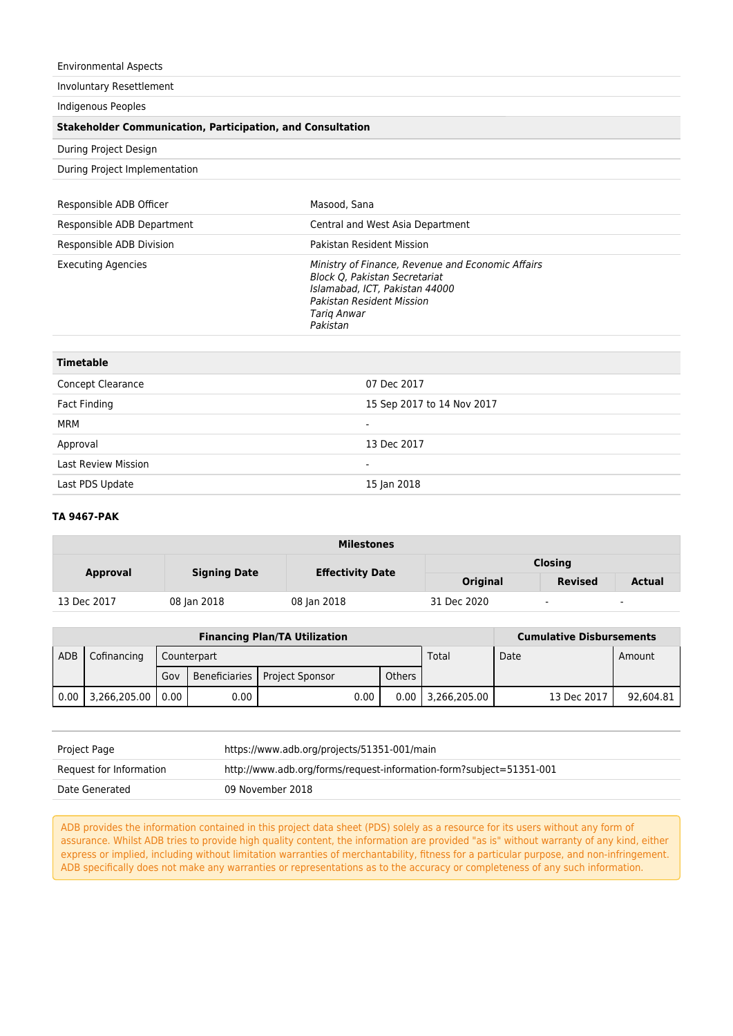| | |
|---|---|
| Environmental Aspects | |
| Involuntary Resettlement | |
| Indigenous Peoples | |
| **Stakeholder Communication, Participation, and Consultation** | |
| During Project Design | |
| During Project Implementation | |

| | |
|---|---|
| Responsible ADB Officer | Masood, Sana |
| Responsible ADB Department | Central and West Asia Department |
| Responsible ADB Division | Pakistan Resident Mission |
| Executing Agencies | *Ministry of Finance, Revenue and Economic Affairs*<br>*Block Q, Pakistan Secretariat*<br>*Islamabad, ICT, Pakistan 44000*<br>*Pakistan Resident Mission*<br>*Tariq Anwar*<br>*Pakistan* |

| **Timetable** | |
|---|---|
| Concept Clearance | 07 Dec 2017 |
| Fact Finding | 15 Sep 2017 to 14 Nov 2017 |
| MRM | - |
| Approval | 13 Dec 2017 |
| Last Review Mission | - |
| Last PDS Update | 15 Jan 2018 |

**TA 9467-PAK**

| Milestones | | | | | |
|---|---|---|---|---|---|
| Approval | Signing Date | Effectivity Date | Closing | | |
| | | | Original | Revised | Actual |
| 13 Dec 2017 | 08 Jan 2018 | 08 Jan 2018 | 31 Dec 2020 | - | - |

| Financing Plan/TA Utilization | | | | | | | Cumulative Disbursements | |
|---|---|---|---|---|---|---|---|---|
| ADB | Cofinancing | Counterpart | | | | Total | Date | Amount |
| | | Gov | Beneficiaries | Project Sponsor | Others | | | |
| 0.00 | 3,266,205.00 | 0.00 | 0.00 | 0.00 | 0.00 | 3,266,205.00 | 13 Dec 2017 | 92,604.81 |

| | |
|---|---|
| Project Page | https://www.adb.org/projects/51351-001/main |
| Request for Information | http://www.adb.org/forms/request-information-form?subject=51351-001 |
| Date Generated | 09 November 2018 |

ADB provides the information contained in this project data sheet (PDS) solely as a resource for its users without any form of assurance. Whilst ADB tries to provide high quality content, the information are provided "as is" without warranty of any kind, either express or implied, including without limitation warranties of merchantability, fitness for a particular purpose, and non-infringement. ADB specifically does not make any warranties or representations as to the accuracy or completeness of any such information.